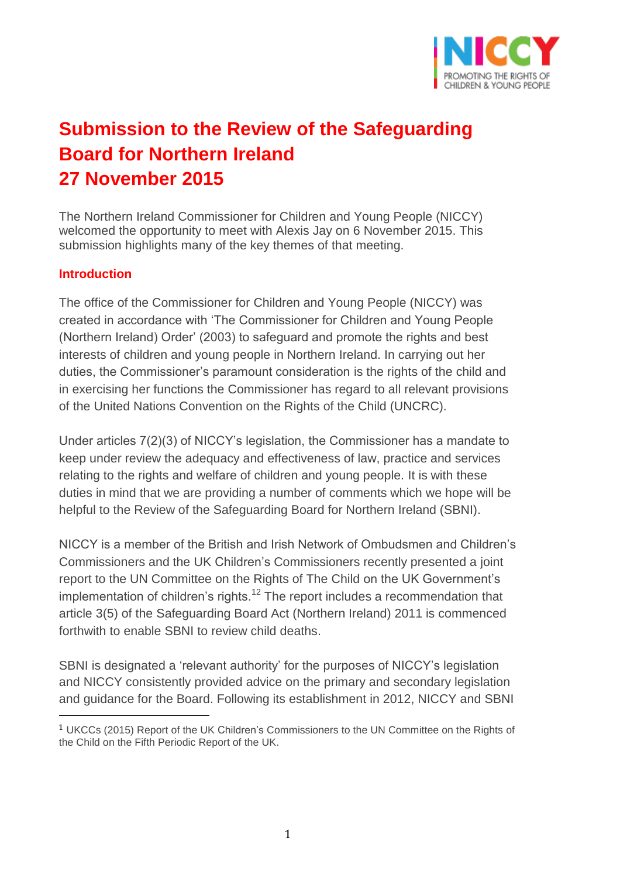# Submission to the Review of the Safeguarding Board for Northern Ireland 27 November 2015

The Northern Ireland Commissioner for Children and Young People (NICCY) welcomed the opportunity to meet with Alexis Jay on 6 November 2015. This submission highlights many of the key themes of that meeting.

## Introduction

The office of the Commissioner for Children and Young People (NICCY) was created in accordance with 'The Commissioner for Children and Young People (Northern Ireland) Order' (2003) to safeguard and promote the rights and best interests of children and young people in Northern Ireland. In carrying out her duties, the Commissioner's paramount consideration is the rights of the child and in exercising her functions the Commissioner has regard to all relevant provisions of the United Nations Convention on the Rights of the Child (UNCRC).

Under articles 7(2)(3) of NICCY's legislation, the Commissioner has a mandate to keep under review the adequacy and effectiveness of law, practice and services relating to the rights and welfare of children and young people. It is with these duties in mind that we are providing a number of comments which we hope will be helpful to the Review of the Safeguarding Board for Northern Ireland (SBNI).

NICCY is a member of the British and Irish Network of Ombudsmen and Children's Commissioners and the UK Children's Commissioners recently presented a joint report to the UN Committee on the Rights of The Child on the UK Government's implementation of children's rights.[12] The report includes a recommendation that article 3(5) of the Safeguarding Board Act (Northern Ireland) 2011 is commenced forthwith to enable SBNI to review child deaths.

SBNI is designated a 'relevant authority' for the purposes of NICCY's legislation and NICCY consistently provided advice on the primary and secondary legislation and guidance for the Board. Following its establishment in 2012, NICCY and SBNI

[1] UKCCs (2015) Report of the UK Children's Commissioners to the UN Committee on the Rights of the Child on the Fifth Periodic Report of the UK.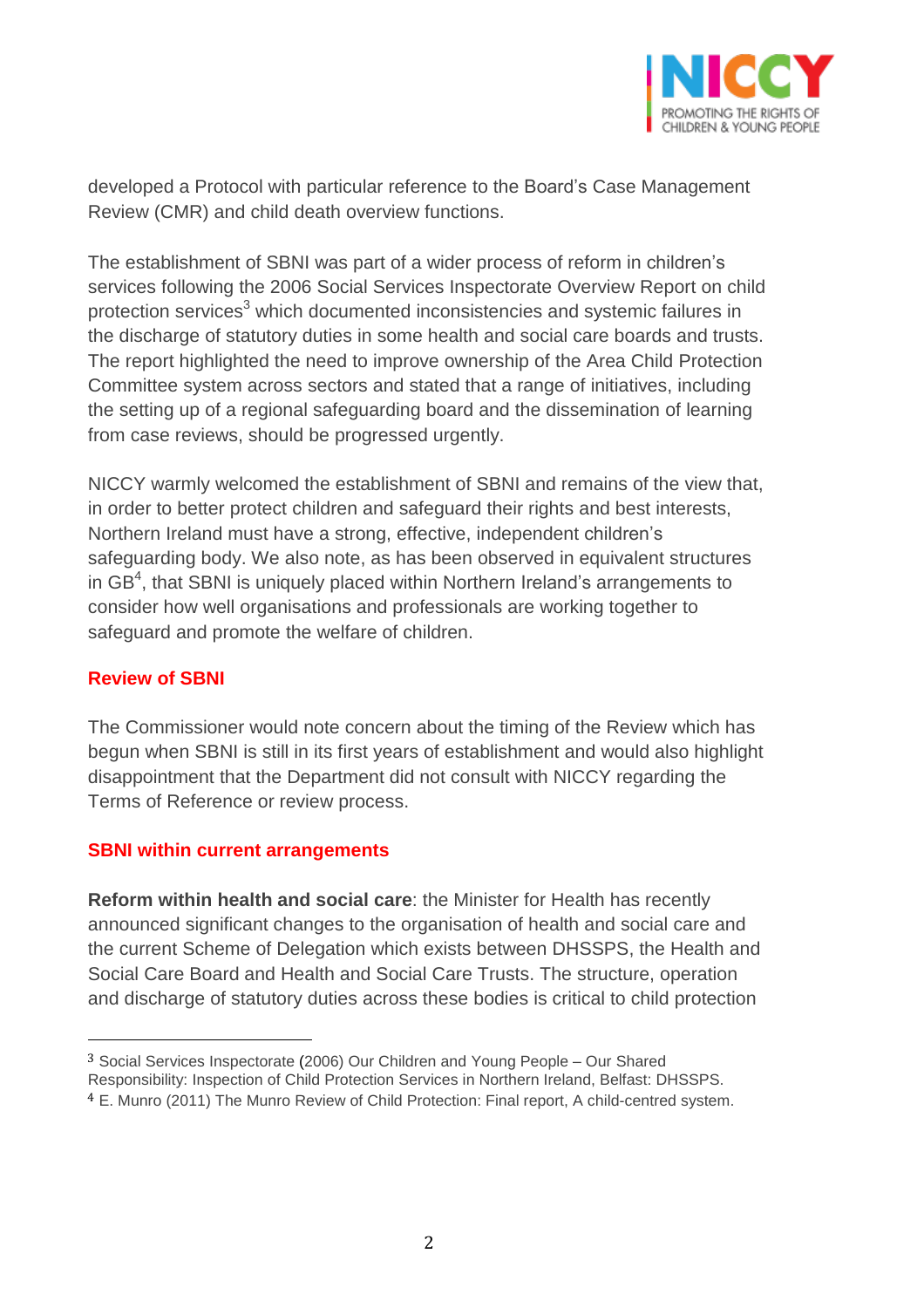developed a Protocol with particular reference to the Board's Case Management Review (CMR) and child death overview functions.

The establishment of SBNI was part of a wider process of reform in children's services following the 2006 Social Services Inspectorate Overview Report on child protection services[3] which documented inconsistencies and systemic failures in the discharge of statutory duties in some health and social care boards and trusts. The report highlighted the need to improve ownership of the Area Child Protection Committee system across sectors and stated that a range of initiatives, including the setting up of a regional safeguarding board and the dissemination of learning from case reviews, should be progressed urgently.

NICCY warmly welcomed the establishment of SBNI and remains of the view that, in order to better protect children and safeguard their rights and best interests, Northern Ireland must have a strong, effective, independent children's safeguarding body. We also note, as has been observed in equivalent structures in GB[4], that SBNI is uniquely placed within Northern Ireland's arrangements to consider how well organisations and professionals are working together to safeguard and promote the welfare of children.

## Review of SBNI

The Commissioner would note concern about the timing of the Review which has begun when SBNI is still in its first years of establishment and would also highlight disappointment that the Department did not consult with NICCY regarding the Terms of Reference or review process.

## SBNI within current arrangements

**Reform within health and social care**: the Minister for Health has recently announced significant changes to the organisation of health and social care and the current Scheme of Delegation which exists between DHSSPS, the Health and Social Care Board and Health and Social Care Trusts. The structure, operation and discharge of statutory duties across these bodies is critical to child protection

---

[3] Social Services Inspectorate (2006) Our Children and Young People – Our Shared Responsibility: Inspection of Child Protection Services in Northern Ireland, Belfast: DHSSPS.

[4] E. Munro (2011) The Munro Review of Child Protection: Final report, A child-centred system.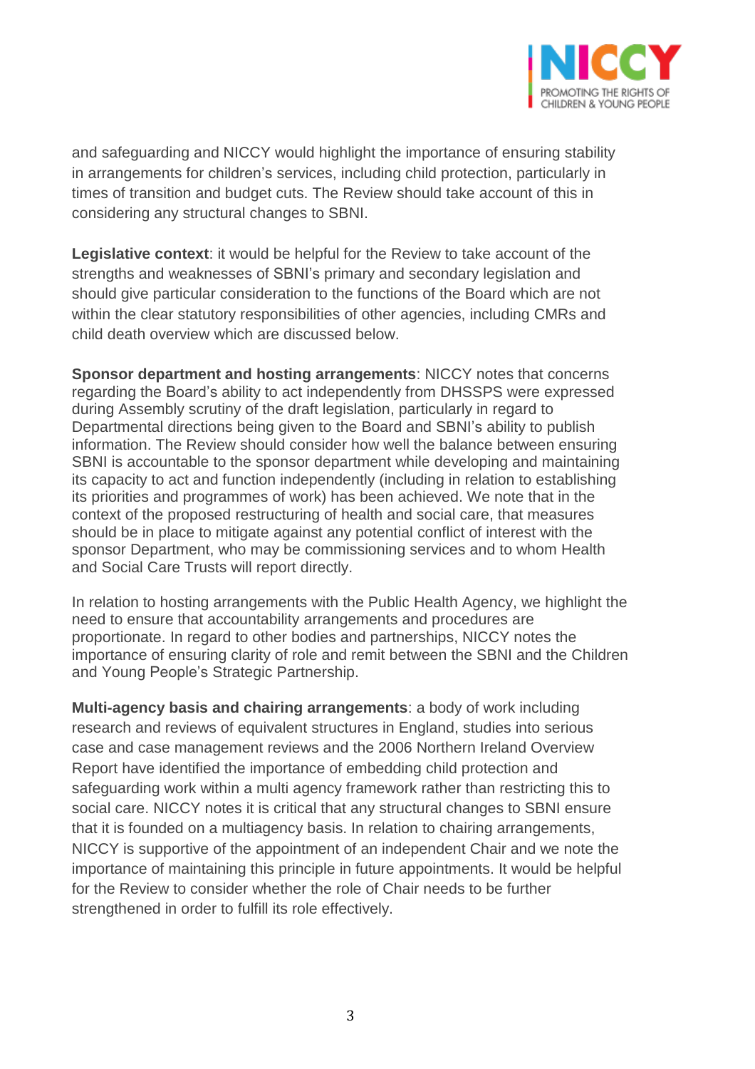and safeguarding and NICCY would highlight the importance of ensuring stability in arrangements for children's services, including child protection, particularly in times of transition and budget cuts. The Review should take account of this in considering any structural changes to SBNI.

**Legislative context**: it would be helpful for the Review to take account of the strengths and weaknesses of SBNI's primary and secondary legislation and should give particular consideration to the functions of the Board which are not within the clear statutory responsibilities of other agencies, including CMRs and child death overview which are discussed below.

**Sponsor department and hosting arrangements**: NICCY notes that concerns regarding the Board's ability to act independently from DHSSPS were expressed during Assembly scrutiny of the draft legislation, particularly in regard to Departmental directions being given to the Board and SBNI's ability to publish information. The Review should consider how well the balance between ensuring SBNI is accountable to the sponsor department while developing and maintaining its capacity to act and function independently (including in relation to establishing its priorities and programmes of work) has been achieved. We note that in the context of the proposed restructuring of health and social care, that measures should be in place to mitigate against any potential conflict of interest with the sponsor Department, who may be commissioning services and to whom Health and Social Care Trusts will report directly.

In relation to hosting arrangements with the Public Health Agency, we highlight the need to ensure that accountability arrangements and procedures are proportionate. In regard to other bodies and partnerships, NICCY notes the importance of ensuring clarity of role and remit between the SBNI and the Children and Young People's Strategic Partnership.

**Multi-agency basis and chairing arrangements**: a body of work including research and reviews of equivalent structures in England, studies into serious case and case management reviews and the 2006 Northern Ireland Overview Report have identified the importance of embedding child protection and safeguarding work within a multi agency framework rather than restricting this to social care. NICCY notes it is critical that any structural changes to SBNI ensure that it is founded on a multiagency basis. In relation to chairing arrangements, NICCY is supportive of the appointment of an independent Chair and we note the importance of maintaining this principle in future appointments. It would be helpful for the Review to consider whether the role of Chair needs to be further strengthened in order to fulfill its role effectively.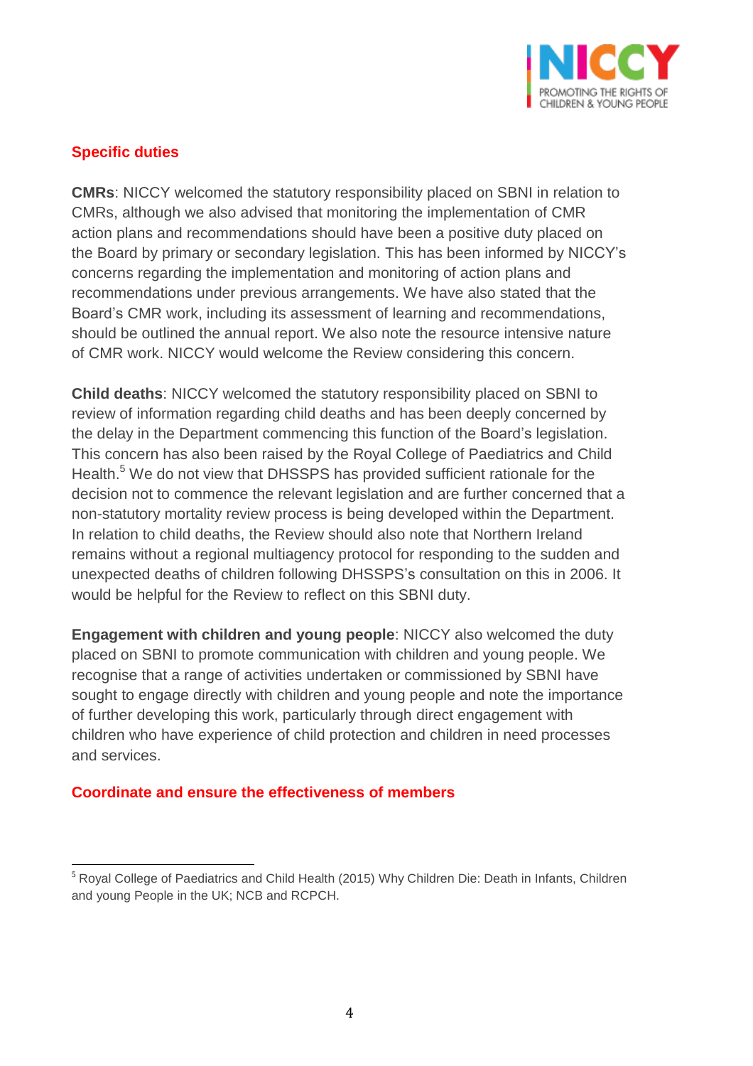## Specific duties

**CMRs**: NICCY welcomed the statutory responsibility placed on SBNI in relation to CMRs, although we also advised that monitoring the implementation of CMR action plans and recommendations should have been a positive duty placed on the Board by primary or secondary legislation. This has been informed by NICCY's concerns regarding the implementation and monitoring of action plans and recommendations under previous arrangements. We have also stated that the Board's CMR work, including its assessment of learning and recommendations, should be outlined the annual report. We also note the resource intensive nature of CMR work. NICCY would welcome the Review considering this concern.

**Child deaths**: NICCY welcomed the statutory responsibility placed on SBNI to review of information regarding child deaths and has been deeply concerned by the delay in the Department commencing this function of the Board's legislation. This concern has also been raised by the Royal College of Paediatrics and Child Health.[5] We do not view that DHSSPS has provided sufficient rationale for the decision not to commence the relevant legislation and are further concerned that a non-statutory mortality review process is being developed within the Department. In relation to child deaths, the Review should also note that Northern Ireland remains without a regional multiagency protocol for responding to the sudden and unexpected deaths of children following DHSSPS's consultation on this in 2006. It would be helpful for the Review to reflect on this SBNI duty.

**Engagement with children and young people**: NICCY also welcomed the duty placed on SBNI to promote communication with children and young people. We recognise that a range of activities undertaken or commissioned by SBNI have sought to engage directly with children and young people and note the importance of further developing this work, particularly through direct engagement with children who have experience of child protection and children in need processes and services.

## Coordinate and ensure the effectiveness of members

[5] Royal College of Paediatrics and Child Health (2015) Why Children Die: Death in Infants, Children and young People in the UK; NCB and RCPCH.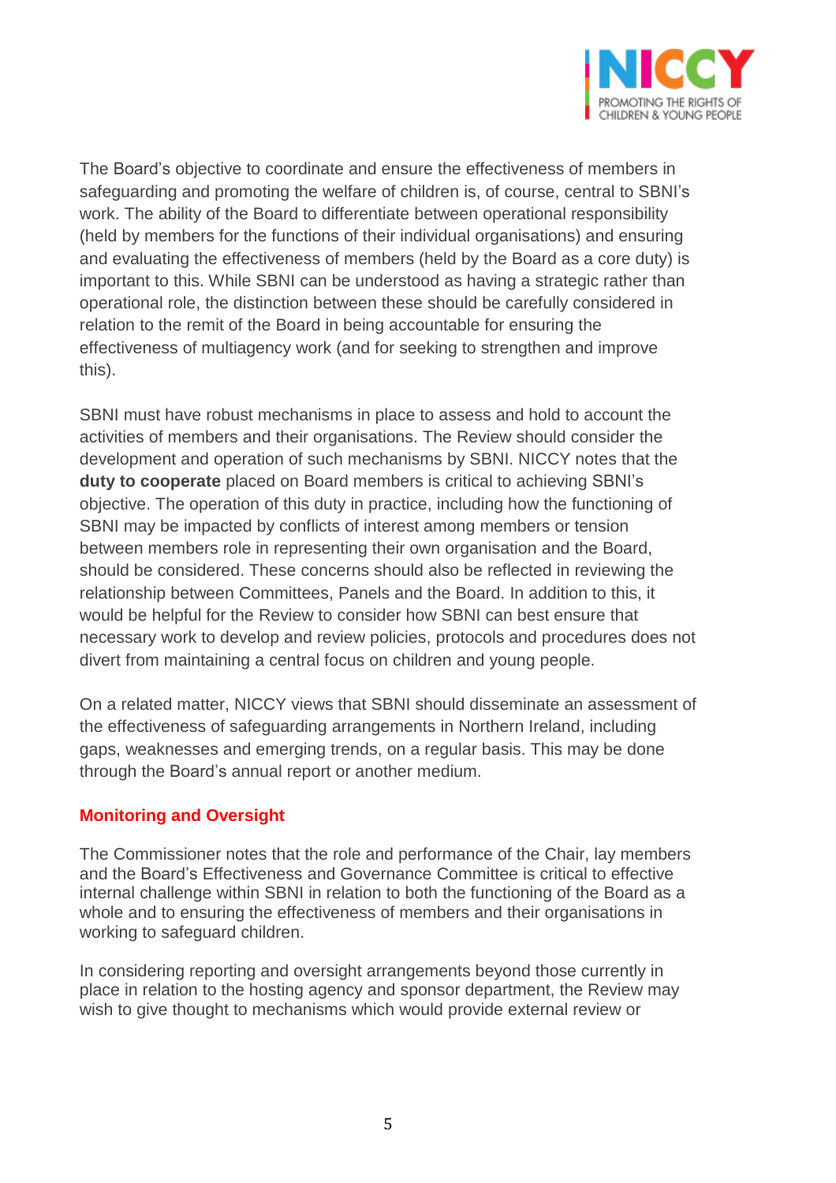The Board's objective to coordinate and ensure the effectiveness of members in safeguarding and promoting the welfare of children is, of course, central to SBNI's work. The ability of the Board to differentiate between operational responsibility (held by members for the functions of their individual organisations) and ensuring and evaluating the effectiveness of members (held by the Board as a core duty) is important to this. While SBNI can be understood as having a strategic rather than operational role, the distinction between these should be carefully considered in relation to the remit of the Board in being accountable for ensuring the effectiveness of multiagency work (and for seeking to strengthen and improve this).

SBNI must have robust mechanisms in place to assess and hold to account the activities of members and their organisations. The Review should consider the development and operation of such mechanisms by SBNI. NICCY notes that the **duty to cooperate** placed on Board members is critical to achieving SBNI's objective. The operation of this duty in practice, including how the functioning of SBNI may be impacted by conflicts of interest among members or tension between members role in representing their own organisation and the Board, should be considered. These concerns should also be reflected in reviewing the relationship between Committees, Panels and the Board. In addition to this, it would be helpful for the Review to consider how SBNI can best ensure that necessary work to develop and review policies, protocols and procedures does not divert from maintaining a central focus on children and young people.

On a related matter, NICCY views that SBNI should disseminate an assessment of the effectiveness of safeguarding arrangements in Northern Ireland, including gaps, weaknesses and emerging trends, on a regular basis. This may be done through the Board's annual report or another medium.

## Monitoring and Oversight

The Commissioner notes that the role and performance of the Chair, lay members and the Board's Effectiveness and Governance Committee is critical to effective internal challenge within SBNI in relation to both the functioning of the Board as a whole and to ensuring the effectiveness of members and their organisations in working to safeguard children.

In considering reporting and oversight arrangements beyond those currently in place in relation to the hosting agency and sponsor department, the Review may wish to give thought to mechanisms which would provide external review or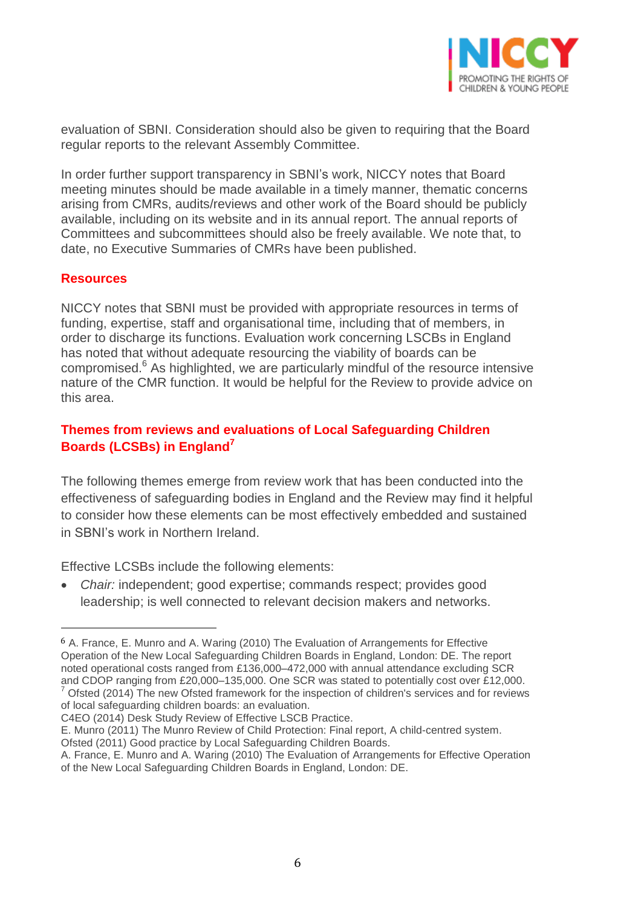evaluation of SBNI. Consideration should also be given to requiring that the Board regular reports to the relevant Assembly Committee.

In order further support transparency in SBNI's work, NICCY notes that Board meeting minutes should be made available in a timely manner, thematic concerns arising from CMRs, audits/reviews and other work of the Board should be publicly available, including on its website and in its annual report. The annual reports of Committees and subcommittees should also be freely available. We note that, to date, no Executive Summaries of CMRs have been published.

## Resources

NICCY notes that SBNI must be provided with appropriate resources in terms of funding, expertise, staff and organisational time, including that of members, in order to discharge its functions. Evaluation work concerning LSCBs in England has noted that without adequate resourcing the viability of boards can be compromised.[6] As highlighted, we are particularly mindful of the resource intensive nature of the CMR function. It would be helpful for the Review to provide advice on this area.

## Themes from reviews and evaluations of Local Safeguarding Children Boards (LCSBs) in England[7]

The following themes emerge from review work that has been conducted into the effectiveness of safeguarding bodies in England and the Review may find it helpful to consider how these elements can be most effectively embedded and sustained in SBNI's work in Northern Ireland.

Effective LCSBs include the following elements:

- *Chair:* independent; good expertise; commands respect; provides good leadership; is well connected to relevant decision makers and networks.

---

[6] A. France, E. Munro and A. Waring (2010) The Evaluation of Arrangements for Effective Operation of the New Local Safeguarding Children Boards in England, London: DE. The report noted operational costs ranged from £136,000–472,000 with annual attendance excluding SCR and CDOP ranging from £20,000–135,000. One SCR was stated to potentially cost over £12,000.

[7] Ofsted (2014) The new Ofsted framework for the inspection of children's services and for reviews of local safeguarding children boards: an evaluation.
C4EO (2014) Desk Study Review of Effective LSCB Practice.
E. Munro (2011) The Munro Review of Child Protection: Final report, A child-centred system.
Ofsted (2011) Good practice by Local Safeguarding Children Boards.
A. France, E. Munro and A. Waring (2010) The Evaluation of Arrangements for Effective Operation of the New Local Safeguarding Children Boards in England, London: DE.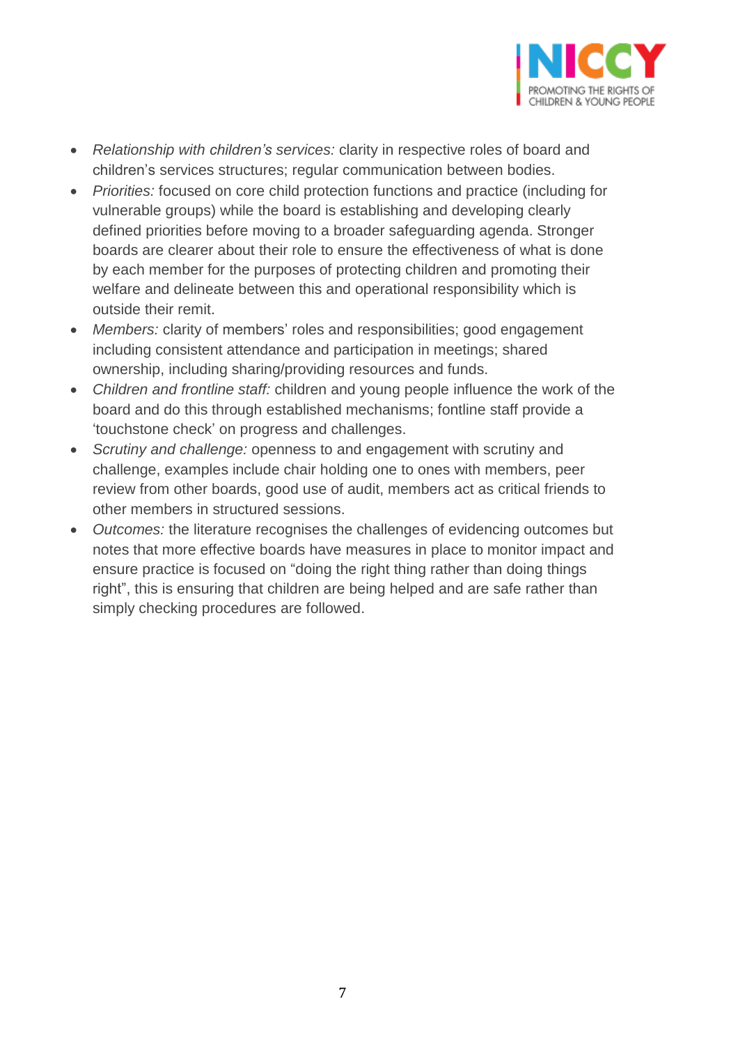- *Relationship with children's services:* clarity in respective roles of board and children's services structures; regular communication between bodies.
- *Priorities:* focused on core child protection functions and practice (including for vulnerable groups) while the board is establishing and developing clearly defined priorities before moving to a broader safeguarding agenda. Stronger boards are clearer about their role to ensure the effectiveness of what is done by each member for the purposes of protecting children and promoting their welfare and delineate between this and operational responsibility which is outside their remit.
- *Members:* clarity of members' roles and responsibilities; good engagement including consistent attendance and participation in meetings; shared ownership, including sharing/providing resources and funds.
- *Children and frontline staff:* children and young people influence the work of the board and do this through established mechanisms; fontline staff provide a 'touchstone check' on progress and challenges.
- *Scrutiny and challenge:* openness to and engagement with scrutiny and challenge, examples include chair holding one to ones with members, peer review from other boards, good use of audit, members act as critical friends to other members in structured sessions.
- *Outcomes:* the literature recognises the challenges of evidencing outcomes but notes that more effective boards have measures in place to monitor impact and ensure practice is focused on "doing the right thing rather than doing things right", this is ensuring that children are being helped and are safe rather than simply checking procedures are followed.